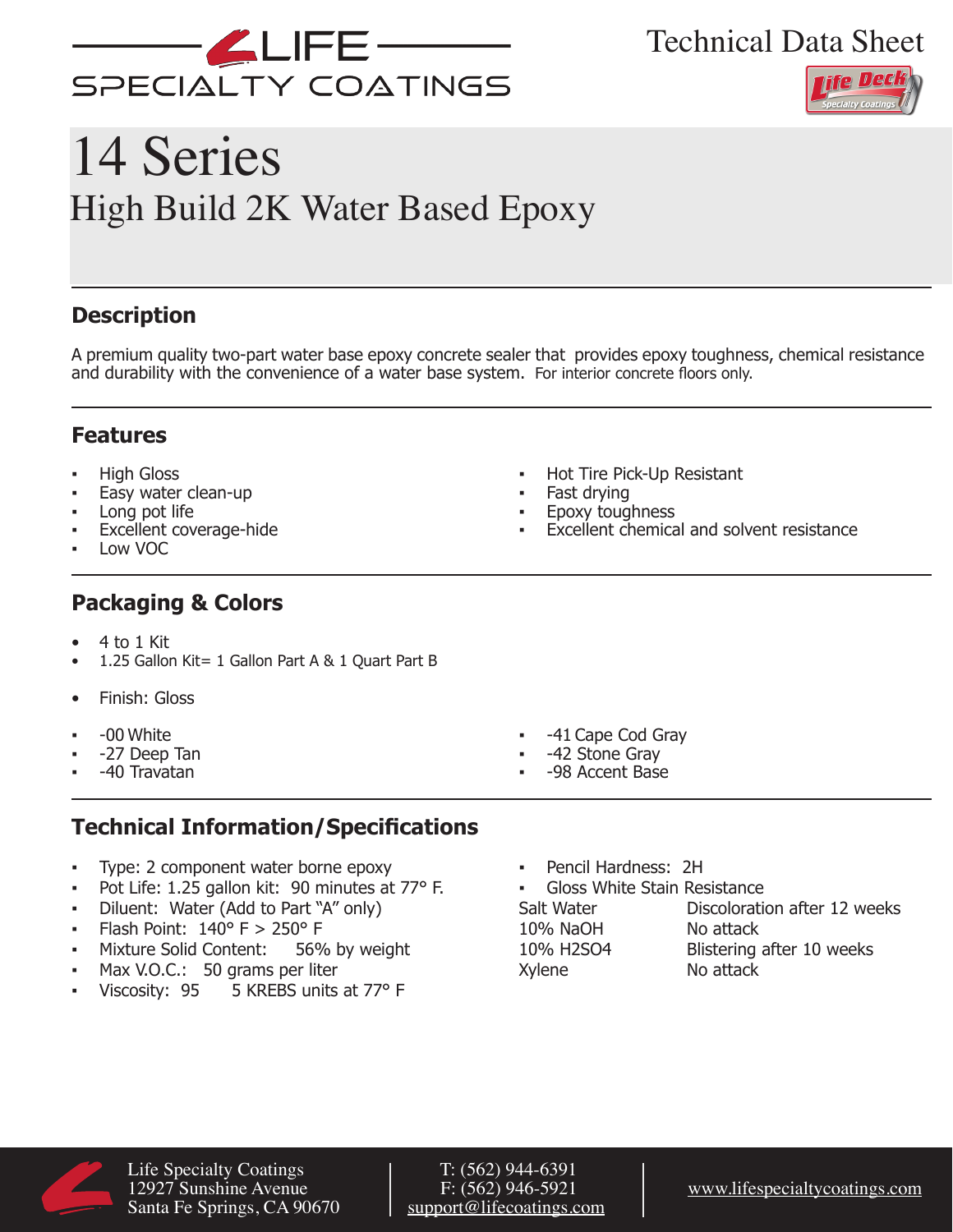LIFE SPECIALTY COATINGS

Technical Data Sheet

# 14 Series

## High Build 2K Water Based Epoxy

### Description

A premium quality two-part water base epoxy concrete sealer that provides epoxy toughness, chemical resistance and durability with the convenience of a water base system. For interior concrete floors only.

### Features

- High Gloss
- Easy water clean-up
- Long pot life
- Excellent coverage-hide
- Low VOC
- Hot Tire Pick-Up Resistant
- Fast drying
- Epoxy toughness
- Excellent chemical and solvent resistance

### Packaging & Colors

- 4 to 1 Kit
- 1.25 Gallon Kit= 1 Gallon Part A & 1 Quart Part B
- Finish: Gloss

- -00 White
- -27 Deep Tan
- -40 Travatan
- -41 Cape Cod Gray
- -42 Stone Gray
- -98 Accent Base

### Technical Information/Specifications

- Type: 2 component water borne epoxy
- Pot Life: 1.25 gallon kit: 90 minutes at 77° F.
- Diluent: Water (Add to Part "A" only)
- Flash Point: 140° F > 250° F
- Mixture Solid Content: 56% by weight
- Max V.O.C.: 50 grams per liter
- Viscosity: 95 5 KREBS units at 77° F
- Pencil Hardness: 2H
- Gloss White Stain Resistance

| | |
|---|---|
| Salt Water | Discoloration after 12 weeks |
| 10% NaOH | No attack |
| 10% $H_2SO_4$ | Blistering after 10 weeks |
| Xylene | No attack |

Life Specialty Coatings
12927 Sunshine Avenue
Santa Fe Springs, CA 90670

T: (562) 944-6391
F: (562) 946-5921
support@lifecoatings.com

www.lifespecialtycoatings.com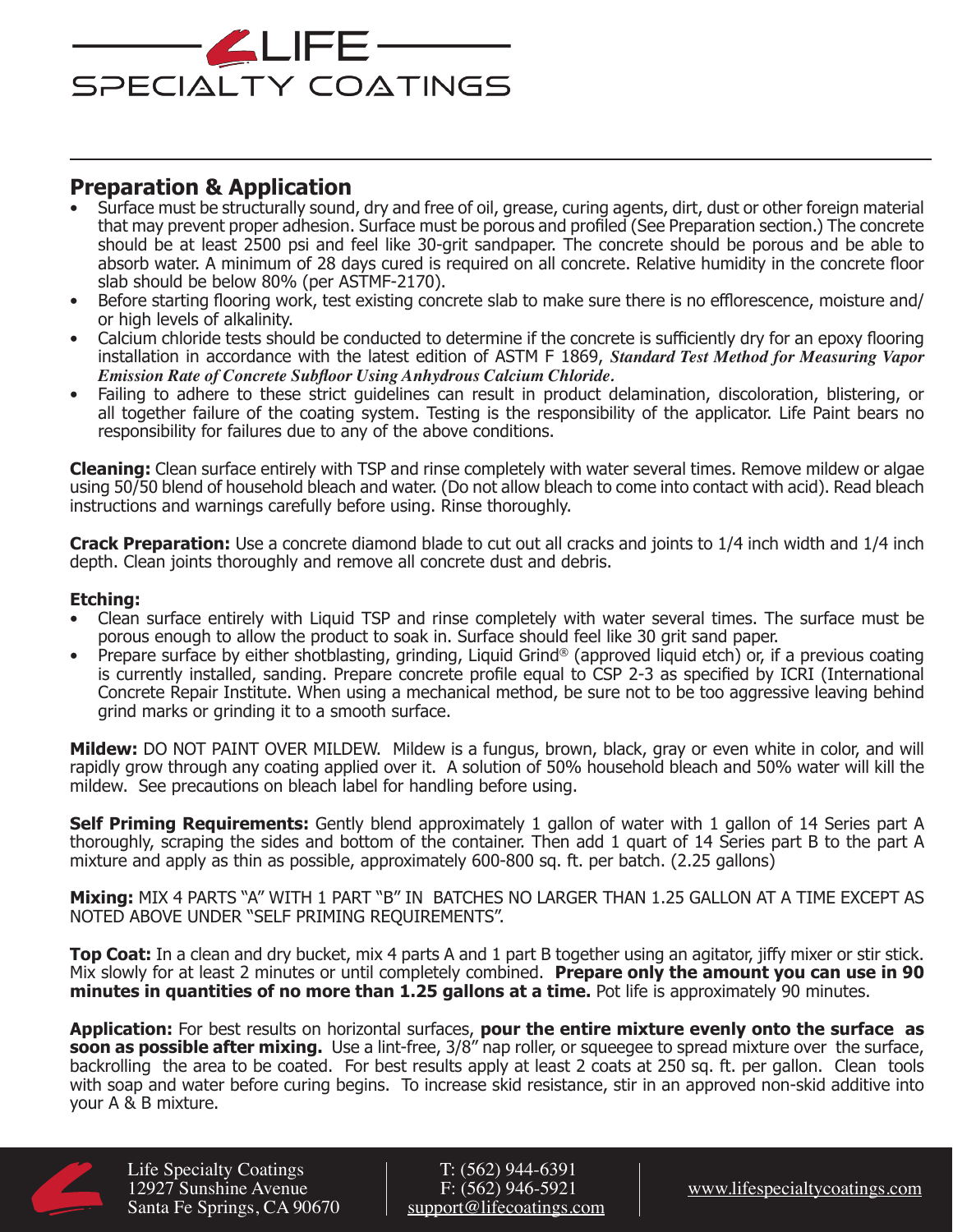## Preparation & Application

- Surface must be structurally sound, dry and free of oil, grease, curing agents, dirt, dust or other foreign material that may prevent proper adhesion. Surface must be porous and profiled (See Preparation section.) The concrete should be at least 2500 psi and feel like 30-grit sandpaper. The concrete should be porous and be able to absorb water. A minimum of 28 days cured is required on all concrete. Relative humidity in the concrete floor slab should be below 80% (per ASTMF-2170).
- Before starting flooring work, test existing concrete slab to make sure there is no efflorescence, moisture and/or high levels of alkalinity.
- Calcium chloride tests should be conducted to determine if the concrete is sufficiently dry for an epoxy flooring installation in accordance with the latest edition of ASTM F 1869, ***Standard Test Method for Measuring Vapor Emission Rate of Concrete Subfloor Using Anhydrous Calcium Chloride.***
- Failing to adhere to these strict guidelines can result in product delamination, discoloration, blistering, or all together failure of the coating system. Testing is the responsibility of the applicator. Life Paint bears no responsibility for failures due to any of the above conditions.

**Cleaning:** Clean surface entirely with TSP and rinse completely with water several times. Remove mildew or algae using 50/50 blend of household bleach and water. (Do not allow bleach to come into contact with acid). Read bleach instructions and warnings carefully before using. Rinse thoroughly.

**Crack Preparation:** Use a concrete diamond blade to cut out all cracks and joints to 1/4 inch width and 1/4 inch depth. Clean joints thoroughly and remove all concrete dust and debris.

**Etching:**

- Clean surface entirely with Liquid TSP and rinse completely with water several times. The surface must be porous enough to allow the product to soak in. Surface should feel like 30 grit sand paper.
- Prepare surface by either shotblasting, grinding, Liquid Grind® (approved liquid etch) or, if a previous coating is currently installed, sanding. Prepare concrete profile equal to CSP 2-3 as specified by ICRI (International Concrete Repair Institute. When using a mechanical method, be sure not to be too aggressive leaving behind grind marks or grinding it to a smooth surface.

**Mildew:** DO NOT PAINT OVER MILDEW. Mildew is a fungus, brown, black, gray or even white in color, and will rapidly grow through any coating applied over it. A solution of 50% household bleach and 50% water will kill the mildew. See precautions on bleach label for handling before using.

**Self Priming Requirements:** Gently blend approximately 1 gallon of water with 1 gallon of 14 Series part A thoroughly, scraping the sides and bottom of the container. Then add 1 quart of 14 Series part B to the part A mixture and apply as thin as possible, approximately 600-800 sq. ft. per batch. (2.25 gallons)

**Mixing:** MIX 4 PARTS "A" WITH 1 PART "B" IN BATCHES NO LARGER THAN 1.25 GALLON AT A TIME EXCEPT AS NOTED ABOVE UNDER "SELF PRIMING REQUIREMENTS".

**Top Coat:** In a clean and dry bucket, mix 4 parts A and 1 part B together using an agitator, jiffy mixer or stir stick. Mix slowly for at least 2 minutes or until completely combined. **Prepare only the amount you can use in 90 minutes in quantities of no more than 1.25 gallons at a time.** Pot life is approximately 90 minutes.

**Application:** For best results on horizontal surfaces, **pour the entire mixture evenly onto the surface as soon as possible after mixing.** Use a lint-free, 3/8" nap roller, or squeegee to spread mixture over the surface, backrolling the area to be coated. For best results apply at least 2 coats at 250 sq. ft. per gallon. Clean tools with soap and water before curing begins. To increase skid resistance, stir in an approved non-skid additive into your A & B mixture.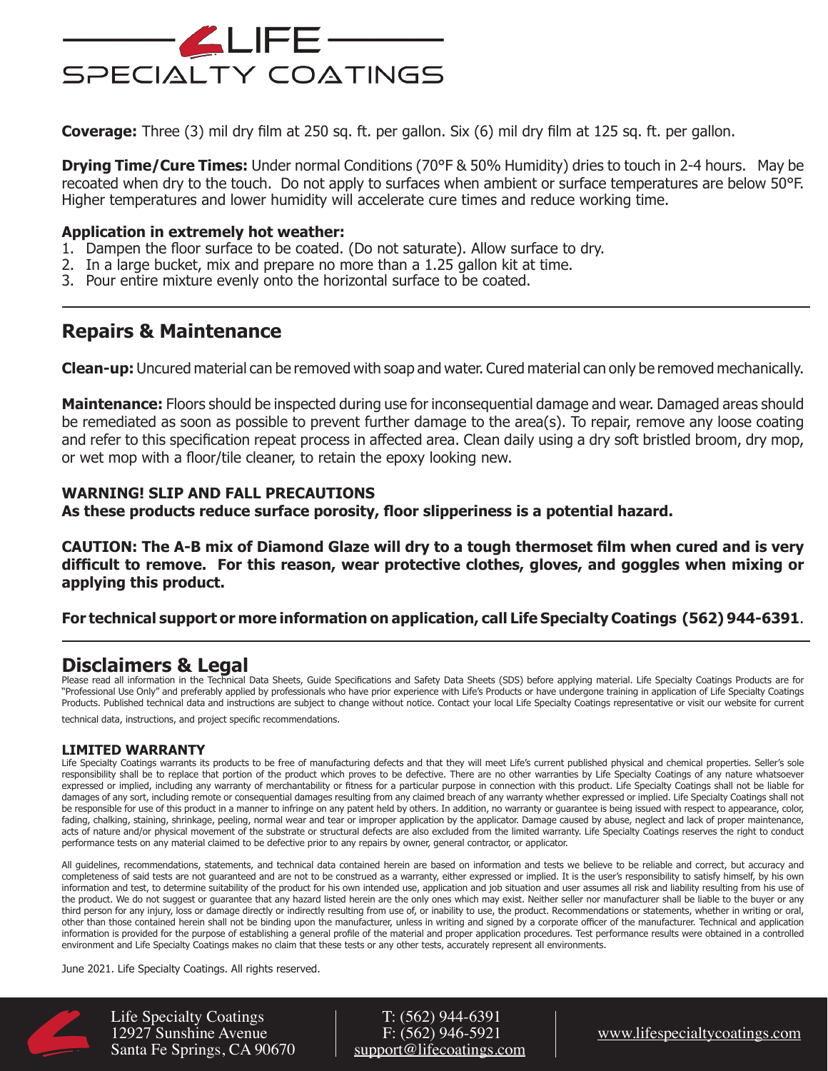**Coverage:** Three (3) mil dry film at 250 sq. ft. per gallon. Six (6) mil dry film at 125 sq. ft. per gallon.

**Drying Time/Cure Times:** Under normal Conditions (70°F & 50% Humidity) dries to touch in 2-4 hours. May be recoated when dry to the touch. Do not apply to surfaces when ambient or surface temperatures are below 50°F. Higher temperatures and lower humidity will accelerate cure times and reduce working time.

**Application in extremely hot weather:**

1. Dampen the floor surface to be coated. (Do not saturate). Allow surface to dry.
2. In a large bucket, mix and prepare no more than a 1.25 gallon kit at time.
3. Pour entire mixture evenly onto the horizontal surface to be coated.

## Repairs & Maintenance

**Clean-up:** Uncured material can be removed with soap and water. Cured material can only be removed mechanically.

**Maintenance:** Floors should be inspected during use for inconsequential damage and wear. Damaged areas should be remediated as soon as possible to prevent further damage to the area(s). To repair, remove any loose coating and refer to this specification repeat process in affected area. Clean daily using a dry soft bristled broom, dry mop, or wet mop with a floor/tile cleaner, to retain the epoxy looking new.

**WARNING! SLIP AND FALL PRECAUTIONS**
**As these products reduce surface porosity, floor slipperiness is a potential hazard.**

**CAUTION: The A-B mix of Diamond Glaze will dry to a tough thermoset film when cured and is very difficult to remove. For this reason, wear protective clothes, gloves, and goggles when mixing or applying this product.**

**For technical support or more information on application, call Life Specialty Coatings (562) 944-6391**.

## Disclaimers & Legal

Please read all information in the Technical Data Sheets, Guide Specifications and Safety Data Sheets (SDS) before applying material. Life Specialty Coatings Products are for "Professional Use Only" and preferably applied by professionals who have prior experience with Life's Products or have undergone training in application of Life Specialty Coatings Products. Published technical data and instructions are subject to change without notice. Contact your local Life Specialty Coatings representative or visit our website for current technical data, instructions, and project specific recommendations.

### LIMITED WARRANTY

Life Specialty Coatings warrants its products to be free of manufacturing defects and that they will meet Life's current published physical and chemical properties. Seller's sole responsibility shall be to replace that portion of the product which proves to be defective. There are no other warranties by Life Specialty Coatings of any nature whatsoever expressed or implied, including any warranty of merchantability or fitness for a particular purpose in connection with this product. Life Specialty Coatings shall not be liable for damages of any sort, including remote or consequential damages resulting from any claimed breach of any warranty whether expressed or implied. Life Specialty Coatings shall not be responsible for use of this product in a manner to infringe on any patent held by others. In addition, no warranty or guarantee is being issued with respect to appearance, color, fading, chalking, staining, shrinkage, peeling, normal wear and tear or improper application by the applicator. Damage caused by abuse, neglect and lack of proper maintenance, acts of nature and/or physical movement of the substrate or structural defects are also excluded from the limited warranty. Life Specialty Coatings reserves the right to conduct performance tests on any material claimed to be defective prior to any repairs by owner, general contractor, or applicator.

All guidelines, recommendations, statements, and technical data contained herein are based on information and tests we believe to be reliable and correct, but accuracy and completeness of said tests are not guaranteed and are not to be construed as a warranty, either expressed or implied. It is the user's responsibility to satisfy himself, by his own information and test, to determine suitability of the product for his own intended use, application and job situation and user assumes all risk and liability resulting from his use of the product. We do not suggest or guarantee that any hazard listed herein are the only ones which may exist. Neither seller nor manufacturer shall be liable to the buyer or any third person for any injury, loss or damage directly or indirectly resulting from use of, or inability to use, the product. Recommendations or statements, whether in writing or oral, other than those contained herein shall not be binding upon the manufacturer, unless in writing and signed by a corporate officer of the manufacturer. Technical and application information is provided for the purpose of establishing a general profile of the material and proper application procedures. Test performance results were obtained in a controlled environment and Life Specialty Coatings makes no claim that these tests or any other tests, accurately represent all environments.

June 2021. Life Specialty Coatings. All rights reserved.

Life Specialty Coatings
12927 Sunshine Avenue
Santa Fe Springs, CA 90670

T: (562) 944-6391
F: (562) 946-5921
support@lifecoatings.com

www.lifespecialtycoatings.com